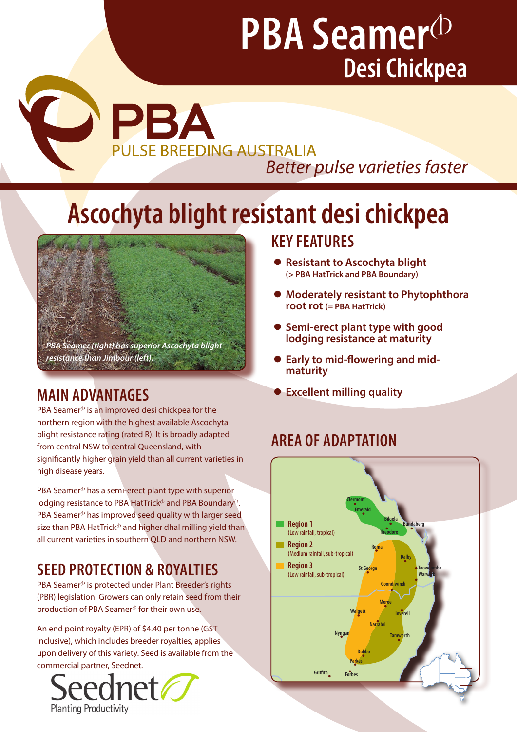# PBA Seamer⊕ Desi Chickpea

**PBA** PULSE BREEDING AUSTRALIA

*Better pulse varieties faster*

## Ascochyta blight resistant desi chickpea

*PBA Seamer (right) has superior Ascochyta blight resistance than Jimbour (left).*

## KEY FEATURES

- **Resistant to Ascochyta blight** **(> PBA HatTrick and PBA Boundary)**
- **Moderately resistant to Phytophthora root rot (= PBA HatTrick)**
- **Semi-erect plant type with good lodging resistance at maturity**
- **Early to mid-flowering and mid-maturity**
- **Excellent milling quality**

## MAIN ADVANTAGES

PBA Seamer⊕ is an improved desi chickpea for the northern region with the highest available Ascochyta blight resistance rating (rated R). It is broadly adapted from central NSW to central Queensland, with significantly higher grain yield than all current varieties in high disease years.

PBA Seamer⊕ has a semi-erect plant type with superior lodging resistance to PBA HatTrick⊕ and PBA Boundary⊕. PBA Seamer⊕ has improved seed quality with larger seed size than PBA HatTrick⊕ and higher dhal milling yield than all current varieties in southern QLD and northern NSW.

## SEED PROTECTION & ROYALTIES

PBA Seamer⊕ is protected under Plant Breeder's rights (PBR) legislation. Growers can only retain seed from their production of PBA Seamer⊕ for their own use.

An end point royalty (EPR) of $4.40 per tonne (GST inclusive), which includes breeder royalties, applies upon delivery of this variety. Seed is available from the commercial partner, Seednet.

Seednet Planting Productivity

## AREA OF ADAPTATION

- Region 1 (Low rainfall, tropical)
- Region 2 (Medium rainfall, sub-tropical)
- Region 3 (Low rainfall, sub-tropical)

Clermont, Emerald, Biloela, Bundaberg, Theodore, Roma, Dalby, Toowoomba, Warwick, St George, Goondiwindi, Moree, Inverell, Walgett, Narrabri, Nyngan, Tamworth, Dubbo, Parkes, Griffith, Forbes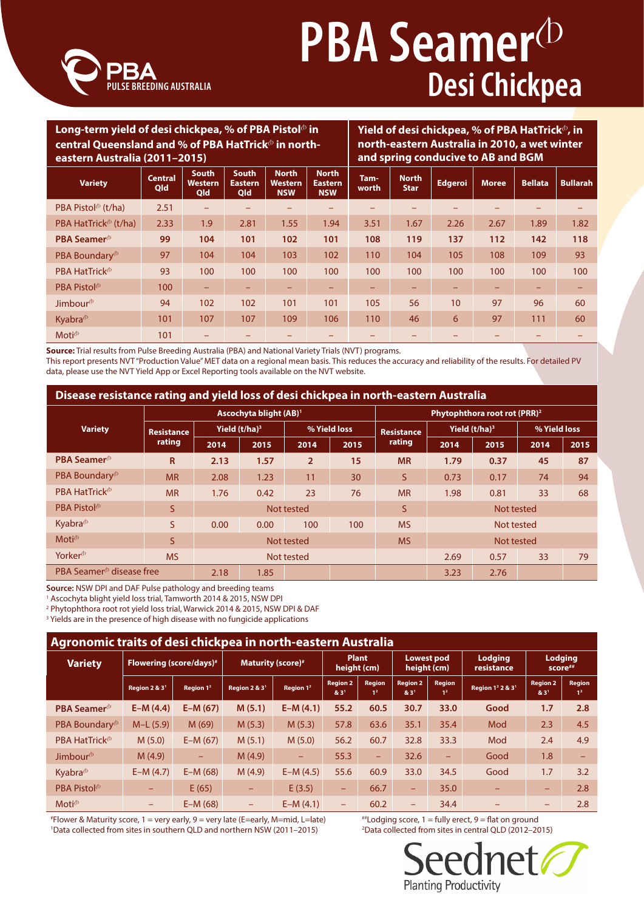# PBA Seamer⊕

## Desi Chickpea

PBA PULSE BREEDING AUSTRALIA

| Variety | Long-term yield of desi chickpea, % of PBA Pistol⊕ in central Queensland and % of PBA HatTrick⊕ in north-eastern Australia (2011–2015) | | | | | Yield of desi chickpea, % of PBA HatTrick⊕, in north-eastern Australia in 2010, a wet winter and spring conducive to AB and BGM | | | | | |
|---|---|---|---|---|---|---|---|---|---|---|---|
| | Central Qld | South Western Qld | South Eastern Qld | North Western NSW | North Eastern NSW | Tamworth | North Star | Edgeroi | Moree | Bellata | Bullarah |
| PBA Pistol⊕ (t/ha) | 2.51 | – | – | – | – | – | – | – | – | – | – |
| PBA HatTrick⊕ (t/ha) | 2.33 | 1.9 | 2.81 | 1.55 | 1.94 | 3.51 | 1.67 | 2.26 | 2.67 | 1.89 | 1.82 |
| **PBA Seamer⊕** | **99** | **104** | **101** | **102** | **101** | **108** | **119** | **137** | **112** | **142** | **118** |
| PBA Boundary⊕ | 97 | 104 | 104 | 103 | 102 | 110 | 104 | 105 | 108 | 109 | 93 |
| PBA HatTrick⊕ | 93 | 100 | 100 | 100 | 100 | 100 | 100 | 100 | 100 | 100 | 100 |
| PBA Pistol⊕ | 100 | – | – | – | – | – | – | – | – | – | – |
| Jimbour⊕ | 94 | 102 | 102 | 101 | 101 | 105 | 56 | 10 | 97 | 96 | 60 |
| Kyabra⊕ | 101 | 107 | 107 | 109 | 106 | 110 | 46 | 6 | 97 | 111 | 60 |
| Moti⊕ | 101 | – | – | – | – | – | – | – | – | – | – |

**Source:** Trial results from Pulse Breeding Australia (PBA) and National Variety Trials (NVT) programs.
This report presents NVT "Production Value" MET data on a regional mean basis. This reduces the accuracy and reliability of the results. For detailed PV data, please use the NVT Yield App or Excel Reporting tools available on the NVT website.

## Disease resistance rating and yield loss of desi chickpea in north-eastern Australia

| Variety | Ascochyta blight (AB)[1] | | | | | Phytophthora root rot (PRR)[2] | | | | |
|---|---|---|---|---|---|---|---|---|---|---|
| | Resistance rating | Yield (t/ha)[3] | | % Yield loss | | Resistance rating | Yield (t/ha)[3] | | % Yield loss | |
| | | 2014 | 2015 | 2014 | 2015 | | 2014 | 2015 | 2014 | 2015 |
| **PBA Seamer⊕** | **R** | **2.13** | **1.57** | **2** | **15** | **MR** | **1.79** | **0.37** | **45** | **87** |
| PBA Boundary⊕ | MR | 2.08 | 1.23 | 11 | 30 | S | 0.73 | 0.17 | 74 | 94 |
| PBA HatTrick⊕ | MR | 1.76 | 0.42 | 23 | 76 | MR | 1.98 | 0.81 | 33 | 68 |
| PBA Pistol⊕ | S | Not tested | | | | S | Not tested | | | |
| Kyabra⊕ | S | 0.00 | 0.00 | 100 | 100 | MS | Not tested | | | |
| Moti⊕ | S | Not tested | | | | MS | Not tested | | | |
| Yorker⊕ | MS | Not tested | | | | | 2.69 | 0.57 | 33 | 79 |
| PBA Seamer⊕ disease free | | 2.18 | 1.85 | | | | 3.23 | 2.76 | | |

**Source:** NSW DPI and DAF Pulse pathology and breeding teams
[1] Ascochyta blight yield loss trial, Tamworth 2014 & 2015, NSW DPI
[2] Phytophthora root rot yield loss trial, Warwick 2014 & 2015, NSW DPI & DAF
[3] Yields are in the presence of high disease with no fungicide applications

## Agronomic traits of desi chickpea in north-eastern Australia

| Variety | Flowering (score/days)# | | Maturity (score)# | | Plant height (cm) | | Lowest pod height (cm) | | Lodging resistance | Lodging score## | |
|---|---|---|---|---|---|---|---|---|---|---|---|
| | Region 2 & 3[1] | Region 1[2] | Region 2 & 3[1] | Region 1[2] | Region 2 & 3[1] | Region 1[2] | Region 2 & 3[1] | Region 1[2] | Region 1[2] 2 & 3[1] | Region 2 & 3[1] | Region 1[2] |
| **PBA Seamer⊕** | **E–M (4.4)** | **E–M (67)** | **M (5.1)** | **E–M (4.1)** | **55.2** | **60.5** | **30.7** | **33.0** | **Good** | **1.7** | **2.8** |
| PBA Boundary⊕ | M–L (5.9) | M (69) | M (5.3) | M (5.3) | 57.8 | 63.6 | 35.1 | 35.4 | Mod | 2.3 | 4.5 |
| PBA HatTrick⊕ | M (5.0) | E–M (67) | M (5.1) | M (5.0) | 56.2 | 60.7 | 32.8 | 33.3 | Mod | 2.4 | 4.9 |
| Jimbour⊕ | M (4.9) | – | M (4.9) | – | 55.3 | – | 32.6 | – | Good | 1.8 | – |
| Kyabra⊕ | E–M (4.7) | E–M (68) | M (4.9) | E–M (4.5) | 55.6 | 60.9 | 33.0 | 34.5 | Good | 1.7 | 3.2 |
| PBA Pistol⊕ | – | E (65) | – | E (3.5) | – | 66.7 | – | 35.0 | – | – | 2.8 |
| Moti⊕ | – | E–M (68) | – | E–M (4.1) | – | 60.2 | – | 34.4 | – | – | 2.8 |

#Flower & Maturity score, 1 = very early, 9 = very late (E=early, M=mid, L=late)
[1]Data collected from sites in southern QLD and northern NSW (2011–2015)
##Lodging score, 1 = fully erect, 9 = flat on ground
[2]Data collected from sites in central QLD (2012–2015)

Seednet Planting Productivity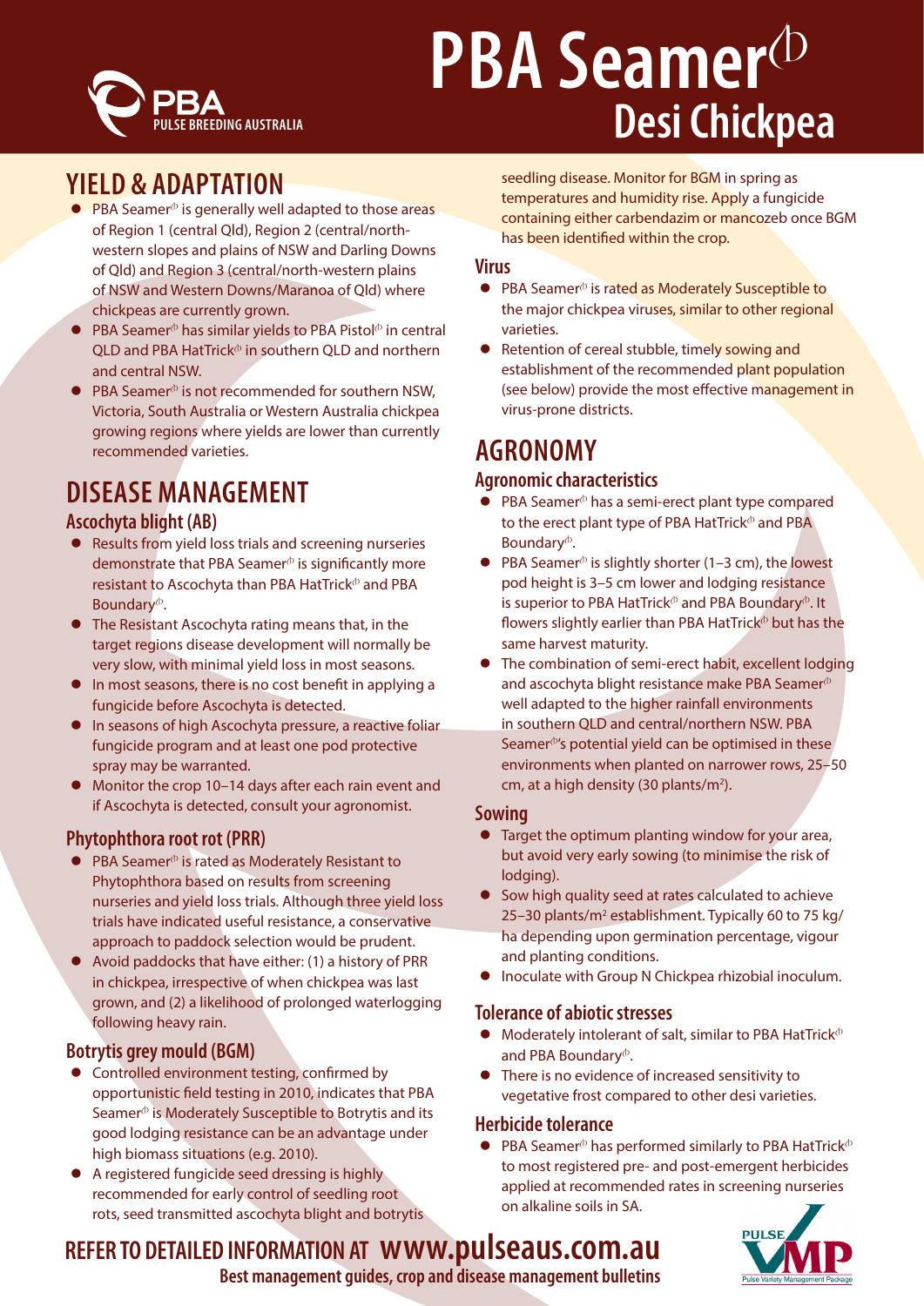# PBA Seamer⦶ Desi Chickpea

PBA PULSE BREEDING AUSTRALIA

## YIELD & ADAPTATION

- PBA Seamer⦶ is generally well adapted to those areas of Region 1 (central Qld), Region 2 (central/north-western slopes and plains of NSW and Darling Downs of Qld) and Region 3 (central/north-western plains of NSW and Western Downs/Maranoa of Qld) where chickpeas are currently grown.
- PBA Seamer⦶ has similar yields to PBA Pistol⦶ in central QLD and PBA HatTrick⦶ in southern QLD and northern and central NSW.
- PBA Seamer⦶ is not recommended for southern NSW, Victoria, South Australia or Western Australia chickpea growing regions where yields are lower than currently recommended varieties.

## DISEASE MANAGEMENT

### Ascochyta blight (AB)

- Results from yield loss trials and screening nurseries demonstrate that PBA Seamer⦶ is significantly more resistant to Ascochyta than PBA HatTrick⦶ and PBA Boundary⦶.
- The Resistant Ascochyta rating means that, in the target regions disease development will normally be very slow, with minimal yield loss in most seasons.
- In most seasons, there is no cost benefit in applying a fungicide before Ascochyta is detected.
- In seasons of high Ascochyta pressure, a reactive foliar fungicide program and at least one pod protective spray may be warranted.
- Monitor the crop 10–14 days after each rain event and if Ascochyta is detected, consult your agronomist.

### Phytophthora root rot (PRR)

- PBA Seamer⦶ is rated as Moderately Resistant to Phytophthora based on results from screening nurseries and yield loss trials. Although three yield loss trials have indicated useful resistance, a conservative approach to paddock selection would be prudent.
- Avoid paddocks that have either: (1) a history of PRR in chickpea, irrespective of when chickpea was last grown, and (2) a likelihood of prolonged waterlogging following heavy rain.

### Botrytis grey mould (BGM)

- Controlled environment testing, confirmed by opportunistic field testing in 2010, indicates that PBA Seamer⦶ is Moderately Susceptible to Botrytis and its good lodging resistance can be an advantage under high biomass situations (e.g. 2010).
- A registered fungicide seed dressing is highly recommended for early control of seedling root rots, seed transmitted ascochyta blight and botrytis seedling disease. Monitor for BGM in spring as temperatures and humidity rise. Apply a fungicide containing either carbendazim or mancozeb once BGM has been identified within the crop.

### Virus

- PBA Seamer⦶ is rated as Moderately Susceptible to the major chickpea viruses, similar to other regional varieties.
- Retention of cereal stubble, timely sowing and establishment of the recommended plant population (see below) provide the most effective management in virus-prone districts.

## AGRONOMY

### Agronomic characteristics

- PBA Seamer⦶ has a semi-erect plant type compared to the erect plant type of PBA HatTrick⦶ and PBA Boundary⦶.
- PBA Seamer⦶ is slightly shorter (1–3 cm), the lowest pod height is 3–5 cm lower and lodging resistance is superior to PBA HatTrick⦶ and PBA Boundary⦶. It flowers slightly earlier than PBA HatTrick⦶ but has the same harvest maturity.
- The combination of semi-erect habit, excellent lodging and ascochyta blight resistance make PBA Seamer⦶ well adapted to the higher rainfall environments in southern QLD and central/northern NSW. PBA Seamer⦶'s potential yield can be optimised in these environments when planted on narrower rows, 25–50 cm, at a high density (30 plants/m$^2$).

### Sowing

- Target the optimum planting window for your area, but avoid very early sowing (to minimise the risk of lodging).
- Sow high quality seed at rates calculated to achieve 25–30 plants/m$^2$ establishment. Typically 60 to 75 kg/ha depending upon germination percentage, vigour and planting conditions.
- Inoculate with Group N Chickpea rhizobial inoculum.

### Tolerance of abiotic stresses

- Moderately intolerant of salt, similar to PBA HatTrick⦶ and PBA Boundary⦶.
- There is no evidence of increased sensitivity to vegetative frost compared to other desi varieties.

### Herbicide tolerance

- PBA Seamer⦶ has performed similarly to PBA HatTrick⦶ to most registered pre- and post-emergent herbicides applied at recommended rates in screening nurseries on alkaline soils in SA.

**REFER TO DETAILED INFORMATION AT www.pulseaus.com.au**
**Best management guides, crop and disease management bulletins**

PULSE VMP Pulse Variety Management Package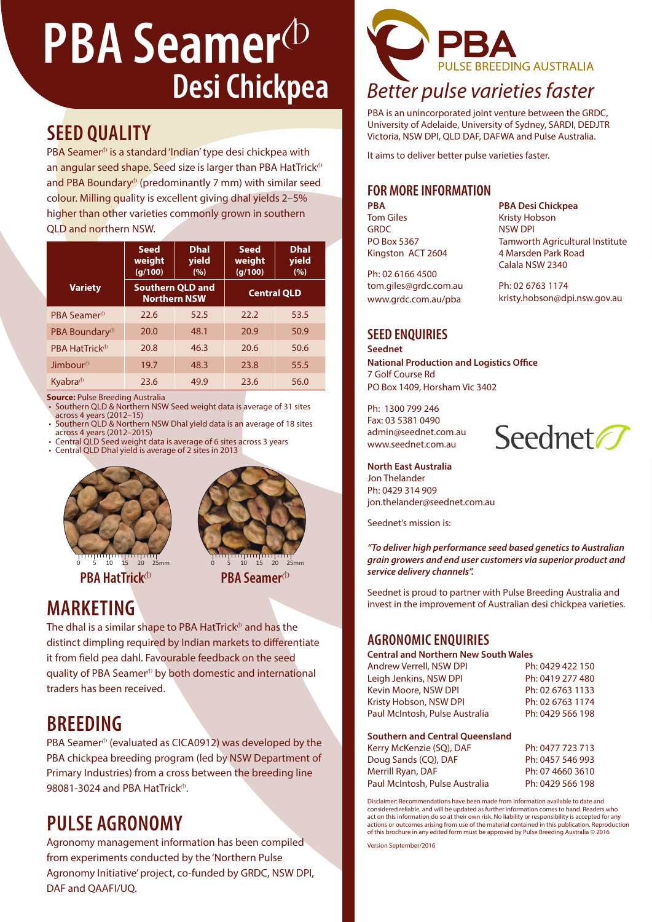# PBA Seamer⁽ᵈ⁾ Desi Chickpea

## SEED QUALITY

PBA Seamer⁽ᵈ⁾ is a standard 'Indian' type desi chickpea with an angular seed shape. Seed size is larger than PBA HatTrick⁽ᵈ⁾ and PBA Boundary⁽ᵈ⁾ (predominantly 7 mm) with similar seed colour. Milling quality is excellent giving dhal yields 2–5% higher than other varieties commonly grown in southern QLD and northern NSW.

| Variety | Seed weight (g/100) | Dhal yield (%) | Seed weight (g/100) | Dhal yield (%) |
|---|---|---|---|---|
| | Southern QLD and Northern NSW | | Central QLD | |
| PBA Seamer⁽ᵈ⁾ | 22.6 | 52.5 | 22.2 | 53.5 |
| PBA Boundary⁽ᵈ⁾ | 20.0 | 48.1 | 20.9 | 50.9 |
| PBA HatTrick⁽ᵈ⁾ | 20.8 | 46.3 | 20.6 | 50.6 |
| Jimbour⁽ᵈ⁾ | 19.7 | 48.3 | 23.8 | 55.5 |
| Kyabra⁽ᵈ⁾ | 23.6 | 49.9 | 23.6 | 56.0 |

**Source:** Pulse Breeding Australia

- Southern QLD & Northern NSW Seed weight data is average of 31 sites across 4 years (2012–15)
- Southern QLD & Northern NSW Dhal yield data is an average of 18 sites across 4 years (2012–2015)
- Central QLD Seed weight data is average of 6 sites across 3 years
- Central QLD Dhal yield is average of 2 sites in 2013

0 5 10 15 20 25mm

PBA HatTrick⁽ᵈ⁾

0 5 10 15 20 25mm

PBA Seamer⁽ᵈ⁾

## MARKETING

The dhal is a similar shape to PBA HatTrick⁽ᵈ⁾ and has the distinct dimpling required by Indian markets to differentiate it from field pea dahl. Favourable feedback on the seed quality of PBA Seamer⁽ᵈ⁾ by both domestic and international traders has been received.

## BREEDING

PBA Seamer⁽ᵈ⁾ (evaluated as CICA0912) was developed by the PBA chickpea breeding program (led by NSW Department of Primary Industries) from a cross between the breeding line 98081-3024 and PBA HatTrick⁽ᵈ⁾.

## PULSE AGRONOMY

Agronomy management information has been compiled from experiments conducted by the 'Northern Pulse Agronomy Initiative' project, co-funded by GRDC, NSW DPI, DAF and QAAFI/UQ.

**PBA** PULSE BREEDING AUSTRALIA

*Better pulse varieties faster*

PBA is an unincorporated joint venture between the GRDC, University of Adelaide, University of Sydney, SARDI, DEDJTR Victoria, NSW DPI, QLD DAF, DAFWA and Pulse Australia.

It aims to deliver better pulse varieties faster.

## FOR MORE INFORMATION

**PBA**
Tom Giles
GRDC
PO Box 5367
Kingston ACT 2604

Ph: 02 6166 4500
tom.giles@grdc.com.au
www.grdc.com.au/pba

**PBA Desi Chickpea**
Kristy Hobson
NSW DPI
Tamworth Agricultural Institute
4 Marsden Park Road
Calala NSW 2340

Ph: 02 6763 1174
kristy.hobson@dpi.nsw.gov.au

## SEED ENQUIRIES

**Seednet**

**National Production and Logistics Office**
7 Golf Course Rd
PO Box 1409, Horsham Vic 3402

Ph: 1300 799 246
Fax: 03 5381 0490
admin@seednet.com.au
www.seednet.com.au

Seednet

**North East Australia**
Jon Thelander
Ph: 0429 314 909
jon.thelander@seednet.com.au

Seednet's mission is:

***"To deliver high performance seed based genetics to Australian grain growers and end user customers via superior product and service delivery channels".***

Seednet is proud to partner with Pulse Breeding Australia and invest in the improvement of Australian desi chickpea varieties.

## AGRONOMIC ENQUIRIES

**Central and Northern New South Wales**

| | |
|---|---|
| Andrew Verrell, NSW DPI | Ph: 0429 422 150 |
| Leigh Jenkins, NSW DPI | Ph: 0419 277 480 |
| Kevin Moore, NSW DPI | Ph: 02 6763 1133 |
| Kristy Hobson, NSW DPI | Ph: 02 6763 1174 |
| Paul McIntosh, Pulse Australia | Ph: 0429 566 198 |

**Southern and Central Queensland**

| | |
|---|---|
| Kerry McKenzie (SQ), DAF | Ph: 0477 723 713 |
| Doug Sands (CQ), DAF | Ph: 0457 546 993 |
| Merrill Ryan, DAF | Ph: 07 4660 3610 |
| Paul McIntosh, Pulse Australia | Ph: 0429 566 198 |

Disclaimer: Recommendations have been made from information available to date and considered reliable, and will be updated as further information comes to hand. Readers who act on this information do so at their own risk. No liability or responsibility is accepted for any actions or outcomes arising from use of the material contained in this publication. Reproduction of this brochure in any edited form must be approved by Pulse Breeding Australia © 2016

Version September/2016